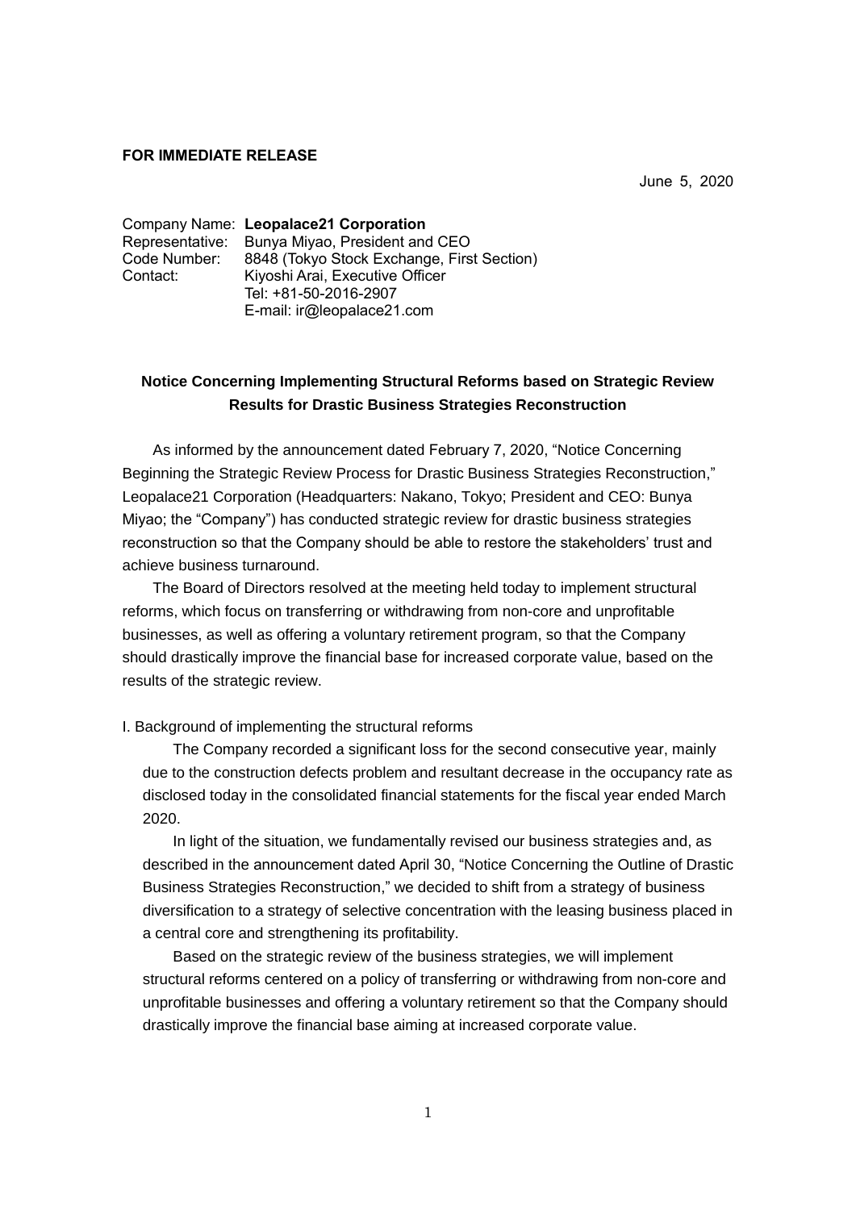**FOR IMMEDIATE RELEASE**

June 5, 2020

Company Name: **Leopalace21 Corporation**
Representative: Bunya Miyao, President and CEO
Code Number: 8848 (Tokyo Stock Exchange, First Section)
Contact: Kiyoshi Arai, Executive Officer
Tel: +81-50-2016-2907
E-mail: ir@leopalace21.com

## Notice Concerning Implementing Structural Reforms based on Strategic Review Results for Drastic Business Strategies Reconstruction

As informed by the announcement dated February 7, 2020, "Notice Concerning Beginning the Strategic Review Process for Drastic Business Strategies Reconstruction," Leopalace21 Corporation (Headquarters: Nakano, Tokyo; President and CEO: Bunya Miyao; the "Company") has conducted strategic review for drastic business strategies reconstruction so that the Company should be able to restore the stakeholders' trust and achieve business turnaround.

The Board of Directors resolved at the meeting held today to implement structural reforms, which focus on transferring or withdrawing from non-core and unprofitable businesses, as well as offering a voluntary retirement program, so that the Company should drastically improve the financial base for increased corporate value, based on the results of the strategic review.

I. Background of implementing the structural reforms

The Company recorded a significant loss for the second consecutive year, mainly due to the construction defects problem and resultant decrease in the occupancy rate as disclosed today in the consolidated financial statements for the fiscal year ended March 2020.

In light of the situation, we fundamentally revised our business strategies and, as described in the announcement dated April 30, "Notice Concerning the Outline of Drastic Business Strategies Reconstruction," we decided to shift from a strategy of business diversification to a strategy of selective concentration with the leasing business placed in a central core and strengthening its profitability.

Based on the strategic review of the business strategies, we will implement structural reforms centered on a policy of transferring or withdrawing from non-core and unprofitable businesses and offering a voluntary retirement so that the Company should drastically improve the financial base aiming at increased corporate value.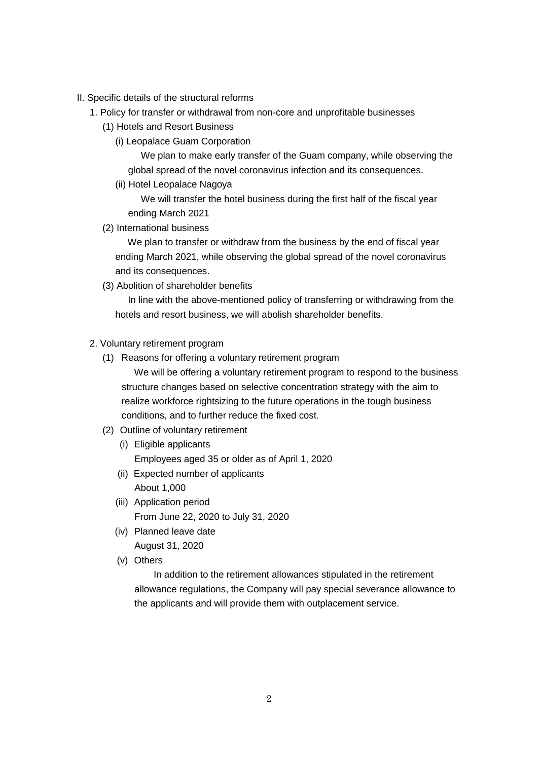## II. Specific details of the structural reforms

### 1. Policy for transfer or withdrawal from non-core and unprofitable businesses

#### (1) Hotels and Resort Business

(i) Leopalace Guam Corporation

We plan to make early transfer of the Guam company, while observing the global spread of the novel coronavirus infection and its consequences.

(ii) Hotel Leopalace Nagoya

We will transfer the hotel business during the first half of the fiscal year ending March 2021

#### (2) International business

We plan to transfer or withdraw from the business by the end of fiscal year ending March 2021, while observing the global spread of the novel coronavirus and its consequences.

#### (3) Abolition of shareholder benefits

In line with the above-mentioned policy of transferring or withdrawing from the hotels and resort business, we will abolish shareholder benefits.

### 2. Voluntary retirement program

#### (1) Reasons for offering a voluntary retirement program

We will be offering a voluntary retirement program to respond to the business structure changes based on selective concentration strategy with the aim to realize workforce rightsizing to the future operations in the tough business conditions, and to further reduce the fixed cost.

#### (2) Outline of voluntary retirement

(i) Eligible applicants

Employees aged 35 or older as of April 1, 2020

(ii) Expected number of applicants

About 1,000

(iii) Application period

From June 22, 2020 to July 31, 2020

(iv) Planned leave date

August 31, 2020

(v) Others

In addition to the retirement allowances stipulated in the retirement allowance regulations, the Company will pay special severance allowance to the applicants and will provide them with outplacement service.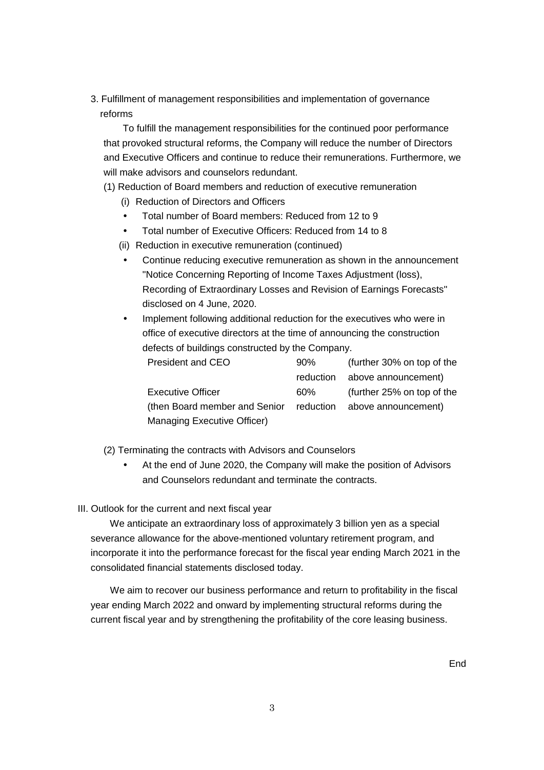3. Fulfillment of management responsibilities and implementation of governance reforms

To fulfill the management responsibilities for the continued poor performance that provoked structural reforms, the Company will reduce the number of Directors and Executive Officers and continue to reduce their remunerations. Furthermore, we will make advisors and counselors redundant.

(1) Reduction of Board members and reduction of executive remuneration

(i) Reduction of Directors and Officers

- Total number of Board members: Reduced from 12 to 9
- Total number of Executive Officers: Reduced from 14 to 8

(ii) Reduction in executive remuneration (continued)

- Continue reducing executive remuneration as shown in the announcement "Notice Concerning Reporting of Income Taxes Adjustment (loss), Recording of Extraordinary Losses and Revision of Earnings Forecasts" disclosed on 4 June, 2020.
- Implement following additional reduction for the executives who were in office of executive directors at the time of announcing the construction defects of buildings constructed by the Company.

| | | |
|---|---|---|
| President and CEO | 90% reduction | (further 30% on top of the above announcement) |
| Executive Officer (then Board member and Senior Managing Executive Officer) | 60% reduction | (further 25% on top of the above announcement) |

(2) Terminating the contracts with Advisors and Counselors

- At the end of June 2020, the Company will make the position of Advisors and Counselors redundant and terminate the contracts.

III. Outlook for the current and next fiscal year

We anticipate an extraordinary loss of approximately 3 billion yen as a special severance allowance for the above-mentioned voluntary retirement program, and incorporate it into the performance forecast for the fiscal year ending March 2021 in the consolidated financial statements disclosed today.

We aim to recover our business performance and return to profitability in the fiscal year ending March 2022 and onward by implementing structural reforms during the current fiscal year and by strengthening the profitability of the core leasing business.

End